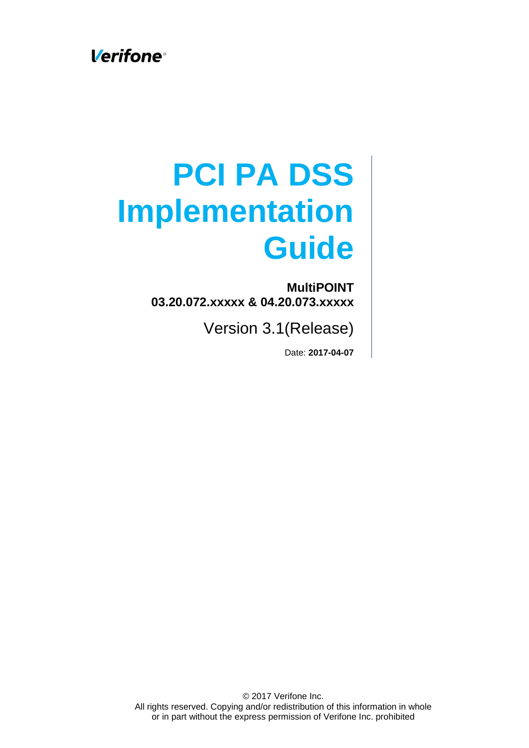Verifone

# PCI PA DSS Implementation Guide

**MultiPOINT**
**03.20.072.xxxxx & 04.20.073.xxxxx**

Version 3.1(Release)

Date: **2017-04-07**

© 2017 Verifone Inc.
All rights reserved. Copying and/or redistribution of this information in whole or in part without the express permission of Verifone Inc. prohibited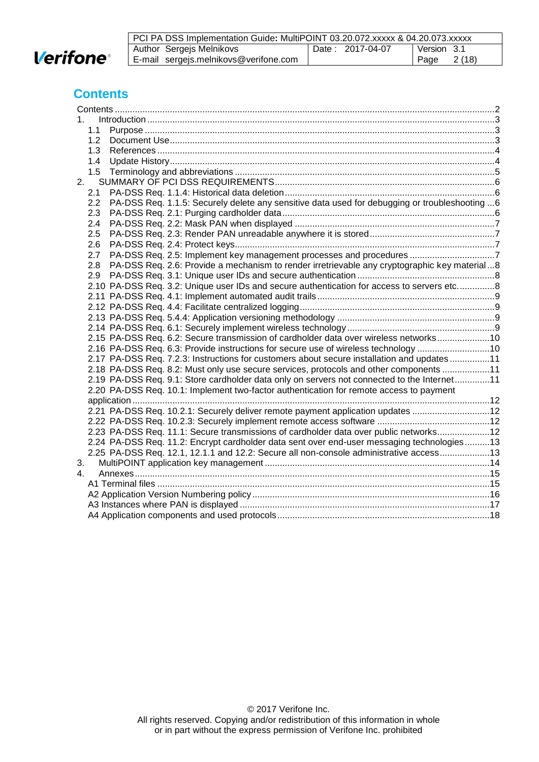# Contents

Contents ..................................................................................................................................2
1. Introduction ..........................................................................................................................3
 1.1 Purpose ..........................................................................................................................3
 1.2 Document Use.................................................................................................................3
 1.3 References .....................................................................................................................4
 1.4 Update History.................................................................................................................4
 1.5 Terminology and abbreviations ......................................................................................5
2. SUMMARY OF PCI DSS REQUIREMENTS.......................................................................6
 2.1 PA-DSS Req. 1.1.4: Historical data deletion...................................................................6
 2.2 PA-DSS Req. 1.1.5: Securely delete any sensitive data used for debugging or troubleshooting ...6
 2.3 PA-DSS Req. 2.1: Purging cardholder data....................................................................6
 2.4 PA-DSS Req. 2.2: Mask PAN when displayed ...............................................................7
 2.5 PA-DSS Req. 2.3: Render PAN unreadable anywhere it is stored.................................7
 2.6 PA-DSS Req. 2.4: Protect keys.......................................................................................7
 2.7 PA-DSS Req. 2.5: Implement key management processes and procedures .................7
 2.8 PA-DSS Req. 2.6: Provide a mechanism to render irretrievable any cryptographic key material ...8
 2.9 PA-DSS Req. 3.1: Unique user IDs and secure authentication ......................................8
 2.10 PA-DSS Req. 3.2: Unique user IDs and secure authentication for access to servers etc. ..............8
 2.11 PA-DSS Req. 4.1: Implement automated audit trails ......................................................9
 2.12 PA-DSS Req. 4.4: Facilitate centralized logging.............................................................9
 2.13 PA-DSS Req. 5.4.4: Application versioning methodology ..............................................9
 2.14 PA-DSS Req. 6.1: Securely implement wireless technology ..........................................9
 2.15 PA-DSS Req. 6.2: Secure transmission of cardholder data over wireless networks.....................10
 2.16 PA-DSS Req. 6.3: Provide instructions for secure use of wireless technology .............................10
 2.17 PA-DSS Req. 7.2.3: Instructions for customers about secure installation and updates ................11
 2.18 PA-DSS Req. 8.2: Must only use secure services, protocols and other components ...................11
 2.19 PA-DSS Req. 9.1: Store cardholder data only on servers not connected to the Internet.............11
 2.20 PA-DSS Req. 10.1: Implement two-factor authentication for remote access to payment application .............................................................................................................................12
 2.21 PA-DSS Req. 10.2.1: Securely deliver remote payment application updates ...............................12
 2.22 PA-DSS Req. 10.2.3: Securely implement remote access software ............................................12
 2.23 PA-DSS Req. 11.1: Secure transmissions of cardholder data over public networks.....................12
 2.24 PA-DSS Req. 11.2: Encrypt cardholder data sent over end-user messaging technologies..........13
 2.25 PA-DSS Req. 12.1, 12.1.1 and 12.2: Secure all non-console administrative access...................13
3. MultiPOINT application key management .........................................................................14
4. Annexes.............................................................................................................................15
 A1 Terminal files ....................................................................................................................15
 A2 Application Version Numbering policy .............................................................................16
 A3 Instances where PAN is displayed ..................................................................................17
 A4 Application components and used protocols ...................................................................18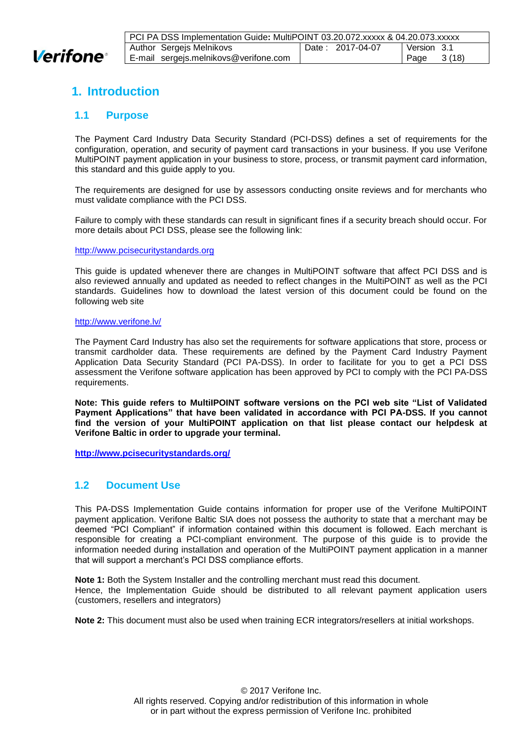# 1. Introduction

## 1.1 Purpose

The Payment Card Industry Data Security Standard (PCI-DSS) defines a set of requirements for the configuration, operation, and security of payment card transactions in your business. If you use Verifone MultiPOINT payment application in your business to store, process, or transmit payment card information, this standard and this guide apply to you.

The requirements are designed for use by assessors conducting onsite reviews and for merchants who must validate compliance with the PCI DSS.

Failure to comply with these standards can result in significant fines if a security breach should occur. For more details about PCI DSS, please see the following link:

http://www.pcisecuritystandards.org

This guide is updated whenever there are changes in MultiPOINT software that affect PCI DSS and is also reviewed annually and updated as needed to reflect changes in the MultiPOINT as well as the PCI standards. Guidelines how to download the latest version of this document could be found on the following web site

http://www.verifone.lv/

The Payment Card Industry has also set the requirements for software applications that store, process or transmit cardholder data. These requirements are defined by the Payment Card Industry Payment Application Data Security Standard (PCI PA-DSS). In order to facilitate for you to get a PCI DSS assessment the Verifone software application has been approved by PCI to comply with the PCI PA-DSS requirements.

**Note: This guide refers to MultiIPOINT software versions on the PCI web site "List of Validated Payment Applications" that have been validated in accordance with PCI PA-DSS. If you cannot find the version of your MultiPOINT application on that list please contact our helpdesk at Verifone Baltic in order to upgrade your terminal.**

**http://www.pcisecuritystandards.org/**

## 1.2 Document Use

This PA-DSS Implementation Guide contains information for proper use of the Verifone MultiPOINT payment application. Verifone Baltic SIA does not possess the authority to state that a merchant may be deemed "PCI Compliant" if information contained within this document is followed. Each merchant is responsible for creating a PCI-compliant environment. The purpose of this guide is to provide the information needed during installation and operation of the MultiPOINT payment application in a manner that will support a merchant's PCI DSS compliance efforts.

**Note 1:** Both the System Installer and the controlling merchant must read this document.
Hence, the Implementation Guide should be distributed to all relevant payment application users (customers, resellers and integrators)

**Note 2:** This document must also be used when training ECR integrators/resellers at initial workshops.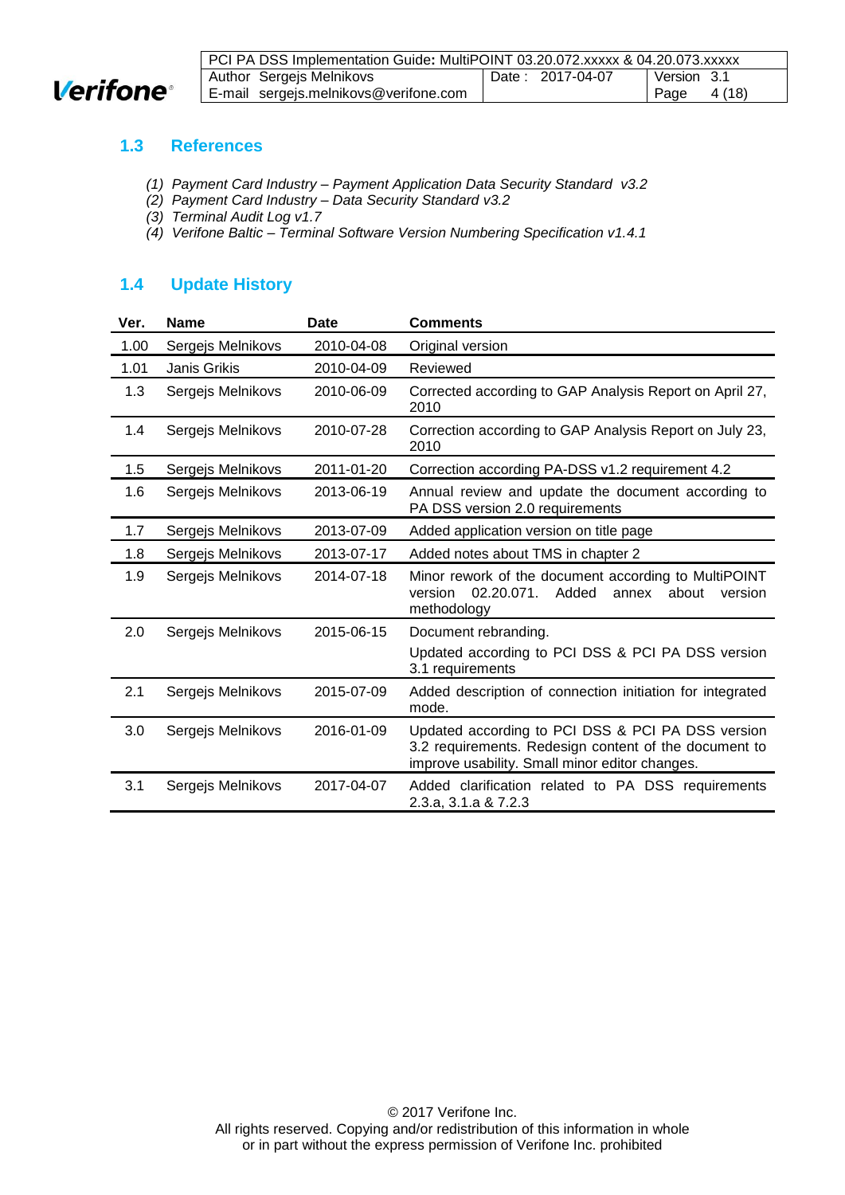## 1.3 References

*(1) Payment Card Industry – Payment Application Data Security Standard v3.2*
*(2) Payment Card Industry – Data Security Standard v3.2*
*(3) Terminal Audit Log v1.7*
*(4) Verifone Baltic – Terminal Software Version Numbering Specification v1.4.1*

## 1.4 Update History

| Ver. | Name | Date | Comments |
|---|---|---|---|
| 1.00 | Sergejs Melnikovs | 2010-04-08 | Original version |
| 1.01 | Janis Grikis | 2010-04-09 | Reviewed |
| 1.3 | Sergejs Melnikovs | 2010-06-09 | Corrected according to GAP Analysis Report on April 27, 2010 |
| 1.4 | Sergejs Melnikovs | 2010-07-28 | Correction according to GAP Analysis Report on July 23, 2010 |
| 1.5 | Sergejs Melnikovs | 2011-01-20 | Correction according PA-DSS v1.2 requirement 4.2 |
| 1.6 | Sergejs Melnikovs | 2013-06-19 | Annual review and update the document according to PA DSS version 2.0 requirements |
| 1.7 | Sergejs Melnikovs | 2013-07-09 | Added application version on title page |
| 1.8 | Sergejs Melnikovs | 2013-07-17 | Added notes about TMS in chapter 2 |
| 1.9 | Sergejs Melnikovs | 2014-07-18 | Minor rework of the document according to MultiPOINT version 02.20.071. Added annex about version methodology |
| 2.0 | Sergejs Melnikovs | 2015-06-15 | Document rebranding.<br>Updated according to PCI DSS & PCI PA DSS version 3.1 requirements |
| 2.1 | Sergejs Melnikovs | 2015-07-09 | Added description of connection initiation for integrated mode. |
| 3.0 | Sergejs Melnikovs | 2016-01-09 | Updated according to PCI DSS & PCI PA DSS version 3.2 requirements. Redesign content of the document to improve usability. Small minor editor changes. |
| 3.1 | Sergejs Melnikovs | 2017-04-07 | Added clarification related to PA DSS requirements 2.3.a, 3.1.a & 7.2.3 |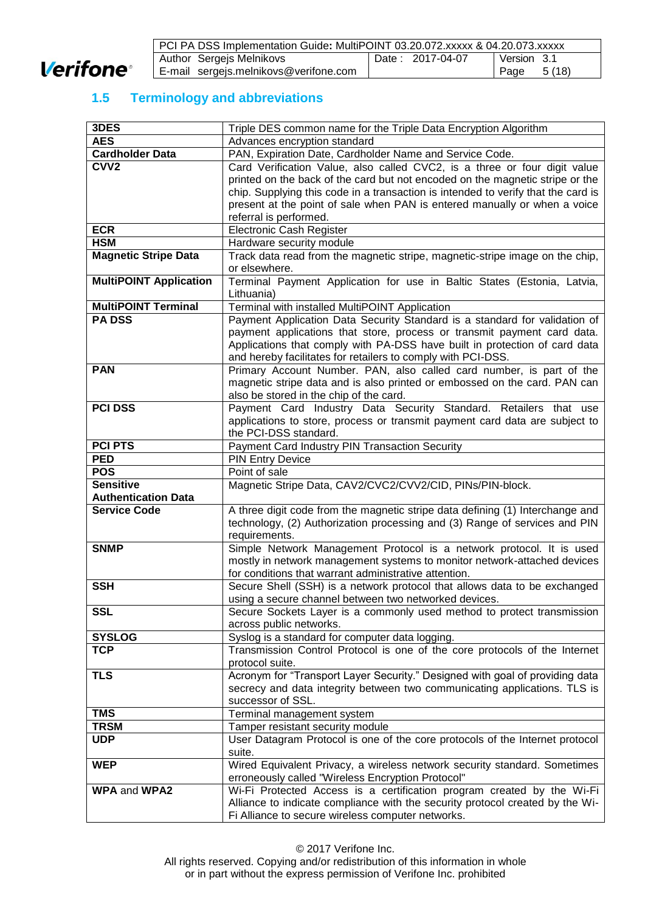## 1.5 Terminology and abbreviations

| | |
|---|---|
| **3DES** | Triple DES common name for the Triple Data Encryption Algorithm |
| **AES** | Advances encryption standard |
| **Cardholder Data** | PAN, Expiration Date, Cardholder Name and Service Code. |
| **CVV2** | Card Verification Value, also called CVC2, is a three or four digit value printed on the back of the card but not encoded on the magnetic stripe or the chip. Supplying this code in a transaction is intended to verify that the card is present at the point of sale when PAN is entered manually or when a voice referral is performed. |
| **ECR** | Electronic Cash Register |
| **HSM** | Hardware security module |
| **Magnetic Stripe Data** | Track data read from the magnetic stripe, magnetic-stripe image on the chip, or elsewhere. |
| **MultiPOINT Application** | Terminal Payment Application for use in Baltic States (Estonia, Latvia, Lithuania) |
| **MultiPOINT Terminal** | Terminal with installed MultiPOINT Application |
| **PA DSS** | Payment Application Data Security Standard is a standard for validation of payment applications that store, process or transmit payment card data. Applications that comply with PA-DSS have built in protection of card data and hereby facilitates for retailers to comply with PCI-DSS. |
| **PAN** | Primary Account Number. PAN, also called card number, is part of the magnetic stripe data and is also printed or embossed on the card. PAN can also be stored in the chip of the card. |
| **PCI DSS** | Payment Card Industry Data Security Standard. Retailers that use applications to store, process or transmit payment card data are subject to the PCI-DSS standard. |
| **PCI PTS** | Payment Card Industry PIN Transaction Security |
| **PED** | PIN Entry Device |
| **POS** | Point of sale |
| **Sensitive Authentication Data** | Magnetic Stripe Data, CAV2/CVC2/CVV2/CID, PINs/PIN-block. |
| **Service Code** | A three digit code from the magnetic stripe data defining (1) Interchange and technology, (2) Authorization processing and (3) Range of services and PIN requirements. |
| **SNMP** | Simple Network Management Protocol is a network protocol. It is used mostly in network management systems to monitor network-attached devices for conditions that warrant administrative attention. |
| **SSH** | Secure Shell (SSH) is a network protocol that allows data to be exchanged using a secure channel between two networked devices. |
| **SSL** | Secure Sockets Layer is a commonly used method to protect transmission across public networks. |
| **SYSLOG** | Syslog is a standard for computer data logging. |
| **TCP** | Transmission Control Protocol is one of the core protocols of the Internet protocol suite. |
| **TLS** | Acronym for “Transport Layer Security.” Designed with goal of providing data secrecy and data integrity between two communicating applications. TLS is successor of SSL. |
| **TMS** | Terminal management system |
| **TRSM** | Tamper resistant security module |
| **UDP** | User Datagram Protocol is one of the core protocols of the Internet protocol suite. |
| **WEP** | Wired Equivalent Privacy, a wireless network security standard. Sometimes erroneously called "Wireless Encryption Protocol" |
| **WPA** and **WPA2** | Wi-Fi Protected Access is a certification program created by the Wi-Fi Alliance to indicate compliance with the security protocol created by the Wi-Fi Alliance to secure wireless computer networks. |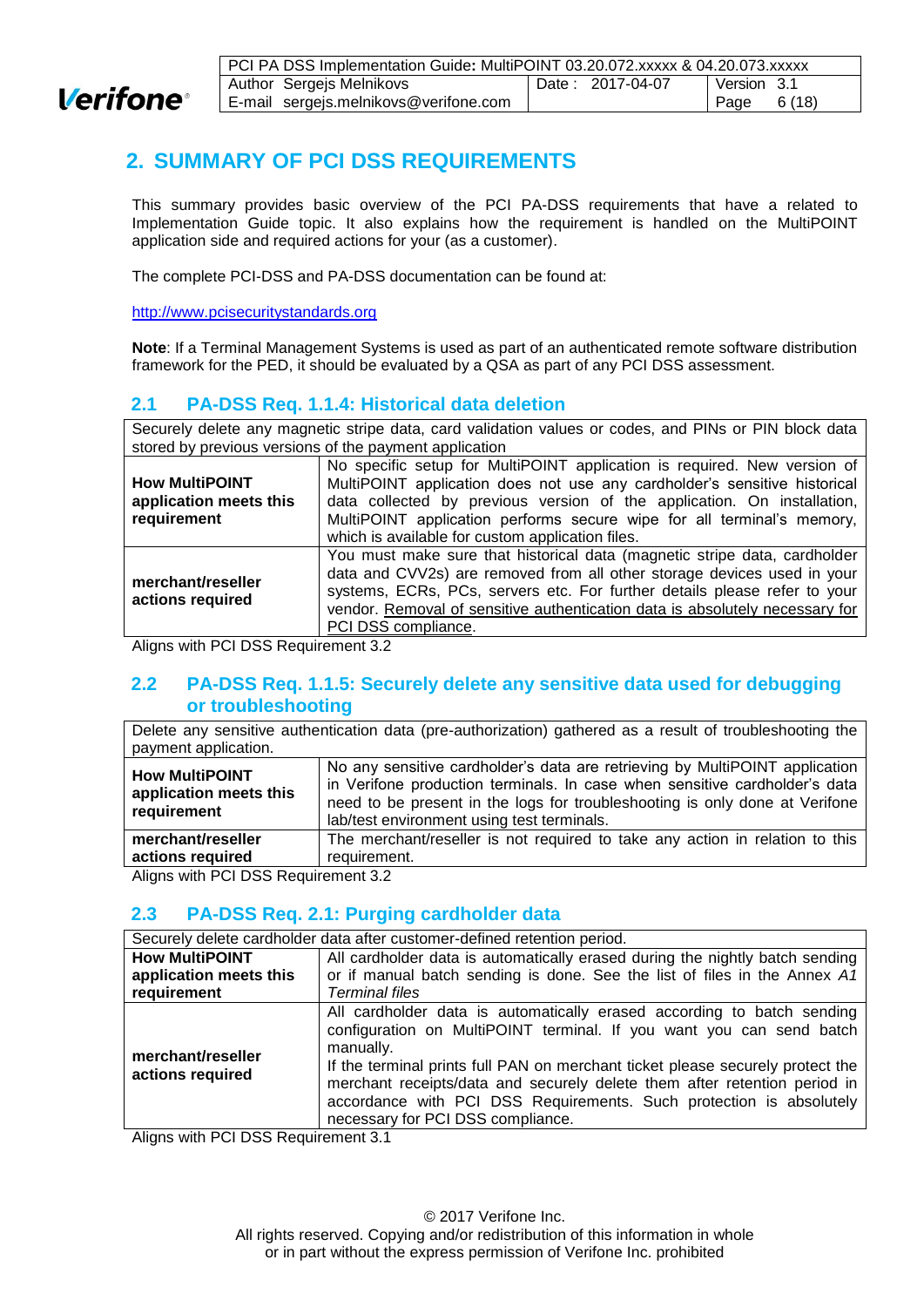## 2. SUMMARY OF PCI DSS REQUIREMENTS

This summary provides basic overview of the PCI PA-DSS requirements that have a related to Implementation Guide topic. It also explains how the requirement is handled on the MultiPOINT application side and required actions for your (as a customer).

The complete PCI-DSS and PA-DSS documentation can be found at:

http://www.pcisecuritystandards.org

**Note**: If a Terminal Management Systems is used as part of an authenticated remote software distribution framework for the PED, it should be evaluated by a QSA as part of any PCI DSS assessment.

### 2.1 PA-DSS Req. 1.1.4: Historical data deletion

| Securely delete any magnetic stripe data, card validation values or codes, and PINs or PIN block data stored by previous versions of the payment application | |
|---|---|
| **How MultiPOINT application meets this requirement** | No specific setup for MultiPOINT application is required. New version of MultiPOINT application does not use any cardholder's sensitive historical data collected by previous version of the application. On installation, MultiPOINT application performs secure wipe for all terminal's memory, which is available for custom application files. |
| **merchant/reseller actions required** | You must make sure that historical data (magnetic stripe data, cardholder data and CVV2s) are removed from all other storage devices used in your systems, ECRs, PCs, servers etc. For further details please refer to your vendor. Removal of sensitive authentication data is absolutely necessary for PCI DSS compliance. |

Aligns with PCI DSS Requirement 3.2

### 2.2 PA-DSS Req. 1.1.5: Securely delete any sensitive data used for debugging or troubleshooting

| Delete any sensitive authentication data (pre-authorization) gathered as a result of troubleshooting the payment application. | |
|---|---|
| **How MultiPOINT application meets this requirement** | No any sensitive cardholder's data are retrieving by MultiPOINT application in Verifone production terminals. In case when sensitive cardholder's data need to be present in the logs for troubleshooting is only done at Verifone lab/test environment using test terminals. |
| **merchant/reseller actions required** | The merchant/reseller is not required to take any action in relation to this requirement. |

Aligns with PCI DSS Requirement 3.2

### 2.3 PA-DSS Req. 2.1: Purging cardholder data

| Securely delete cardholder data after customer-defined retention period. | |
|---|---|
| **How MultiPOINT application meets this requirement** | All cardholder data is automatically erased during the nightly batch sending or if manual batch sending is done. See the list of files in the Annex *A1 Terminal files* |
| **merchant/reseller actions required** | All cardholder data is automatically erased according to batch sending configuration on MultiPOINT terminal. If you want you can send batch manually.<br>If the terminal prints full PAN on merchant ticket please securely protect the merchant receipts/data and securely delete them after retention period in accordance with PCI DSS Requirements. Such protection is absolutely necessary for PCI DSS compliance. |

Aligns with PCI DSS Requirement 3.1

© 2017 Verifone Inc.
All rights reserved. Copying and/or redistribution of this information in whole or in part without the express permission of Verifone Inc. prohibited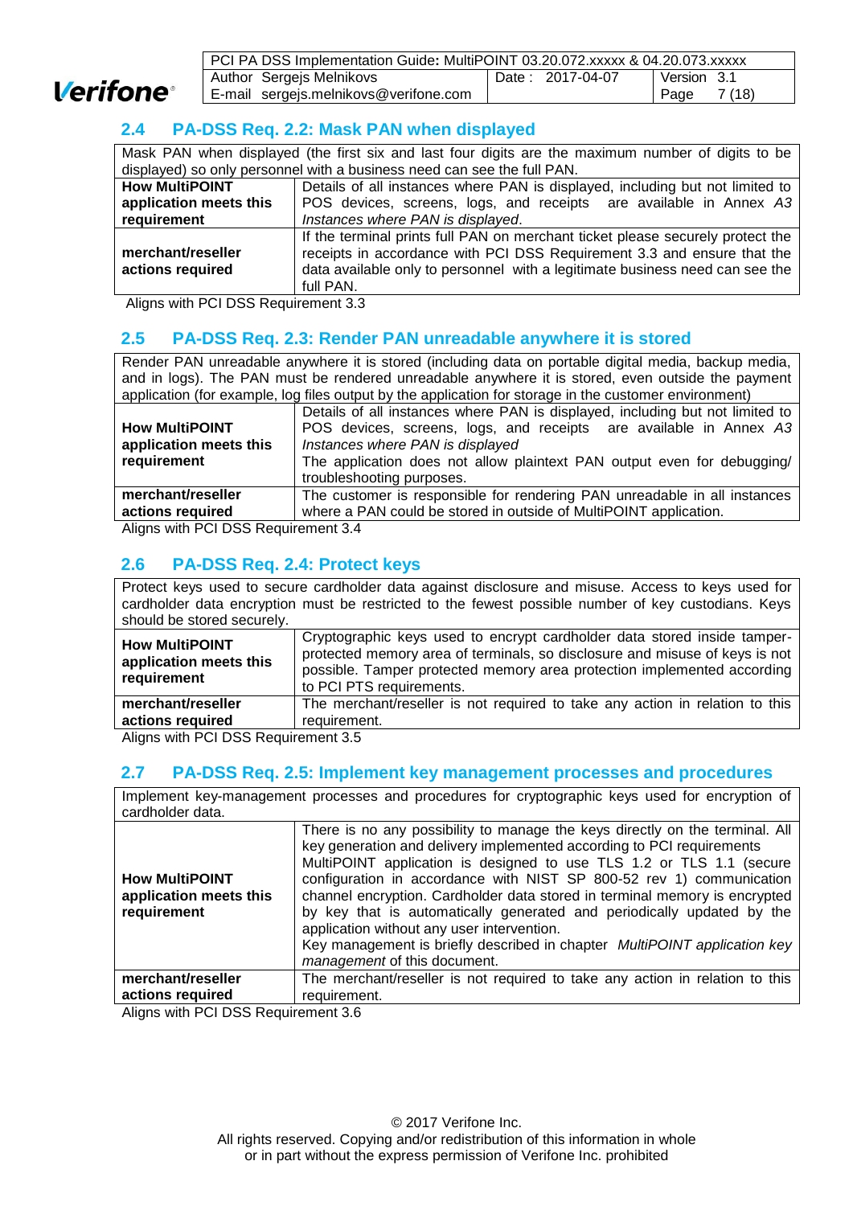## 2.4 PA-DSS Req. 2.2: Mask PAN when displayed

| Mask PAN when displayed (the first six and last four digits are the maximum number of digits to be displayed) so only personnel with a business need can see the full PAN. | |
|---|---|
| **How MultiPOINT application meets this requirement** | Details of all instances where PAN is displayed, including but not limited to POS devices, screens, logs, and receipts are available in Annex *A3 Instances where PAN is displayed*. |
| **merchant/reseller actions required** | If the terminal prints full PAN on merchant ticket please securely protect the receipts in accordance with PCI DSS Requirement 3.3 and ensure that the data available only to personnel with a legitimate business need can see the full PAN. |

Aligns with PCI DSS Requirement 3.3

## 2.5 PA-DSS Req. 2.3: Render PAN unreadable anywhere it is stored

| Render PAN unreadable anywhere it is stored (including data on portable digital media, backup media, and in logs). The PAN must be rendered unreadable anywhere it is stored, even outside the payment application (for example, log files output by the application for storage in the customer environment) | |
|---|---|
| **How MultiPOINT application meets this requirement** | Details of all instances where PAN is displayed, including but not limited to POS devices, screens, logs, and receipts are available in Annex *A3 Instances where PAN is displayed*<br>The application does not allow plaintext PAN output even for debugging/ troubleshooting purposes. |
| **merchant/reseller actions required** | The customer is responsible for rendering PAN unreadable in all instances where a PAN could be stored in outside of MultiPOINT application. |

Aligns with PCI DSS Requirement 3.4

## 2.6 PA-DSS Req. 2.4: Protect keys

| Protect keys used to secure cardholder data against disclosure and misuse. Access to keys used for cardholder data encryption must be restricted to the fewest possible number of key custodians. Keys should be stored securely. | |
|---|---|
| **How MultiPOINT application meets this requirement** | Cryptographic keys used to encrypt cardholder data stored inside tamper-protected memory area of terminals, so disclosure and misuse of keys is not possible. Tamper protected memory area protection implemented according to PCI PTS requirements. |
| **merchant/reseller actions required** | The merchant/reseller is not required to take any action in relation to this requirement. |

Aligns with PCI DSS Requirement 3.5

## 2.7 PA-DSS Req. 2.5: Implement key management processes and procedures

| Implement key-management processes and procedures for cryptographic keys used for encryption of cardholder data. | |
|---|---|
| **How MultiPOINT application meets this requirement** | There is no any possibility to manage the keys directly on the terminal. All key generation and delivery implemented according to PCI requirements<br>MultiPOINT application is designed to use TLS 1.2 or TLS 1.1 (secure configuration in accordance with NIST SP 800-52 rev 1) communication channel encryption. Cardholder data stored in terminal memory is encrypted by key that is automatically generated and periodically updated by the application without any user intervention.<br>Key management is briefly described in chapter *MultiPOINT application key management* of this document. |
| **merchant/reseller actions required** | The merchant/reseller is not required to take any action in relation to this requirement. |

Aligns with PCI DSS Requirement 3.6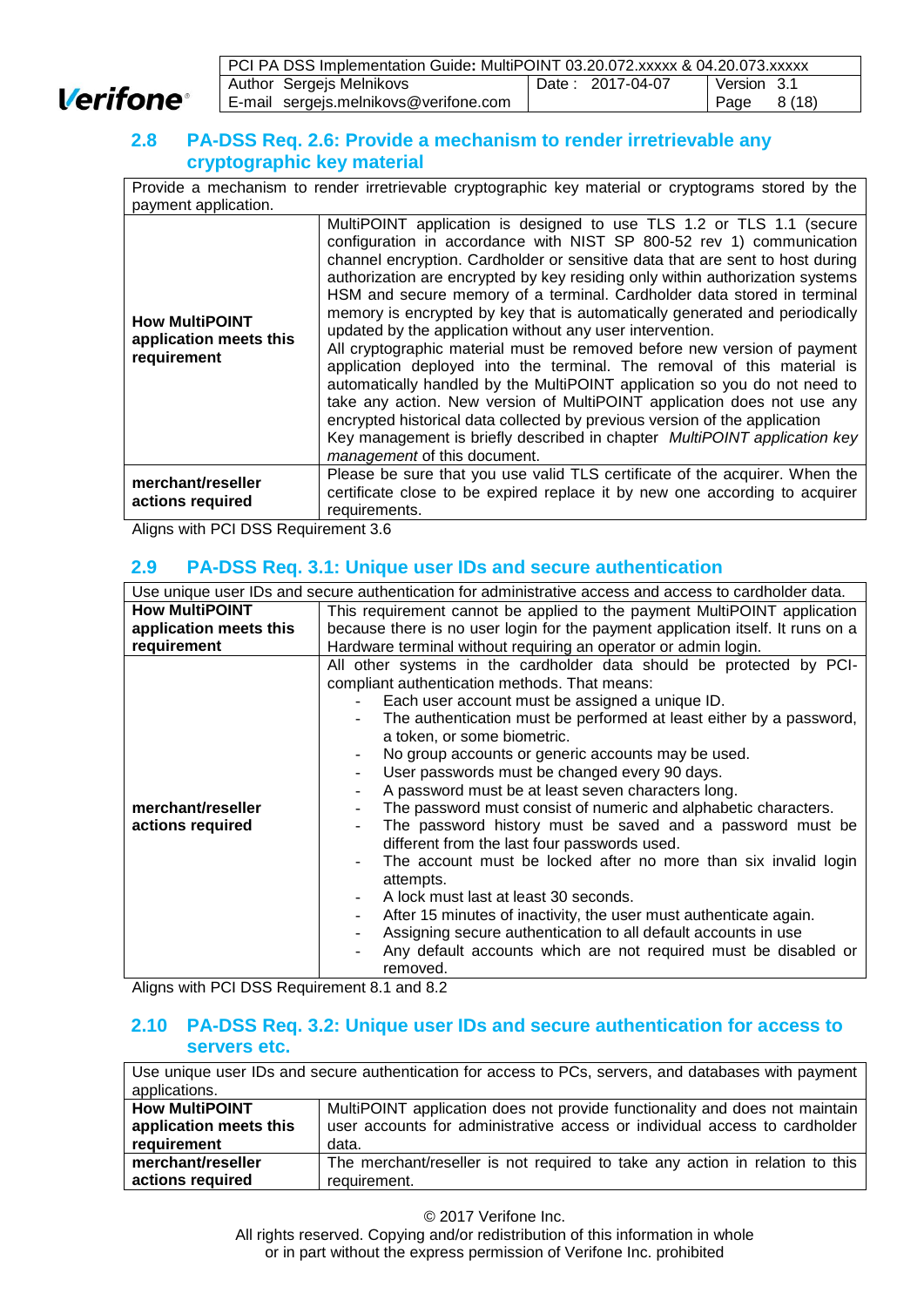## 2.8 PA-DSS Req. 2.6: Provide a mechanism to render irretrievable any cryptographic key material

| Provide a mechanism to render irretrievable cryptographic key material or cryptograms stored by the payment application. | |
|---|---|
| **How MultiPOINT application meets this requirement** | MultiPOINT application is designed to use TLS 1.2 or TLS 1.1 (secure configuration in accordance with NIST SP 800-52 rev 1) communication channel encryption. Cardholder or sensitive data that are sent to host during authorization are encrypted by key residing only within authorization systems HSM and secure memory of a terminal. Cardholder data stored in terminal memory is encrypted by key that is automatically generated and periodically updated by the application without any user intervention.<br>All cryptographic material must be removed before new version of payment application deployed into the terminal. The removal of this material is automatically handled by the MultiPOINT application so you do not need to take any action. New version of MultiPOINT application does not use any encrypted historical data collected by previous version of the application<br>Key management is briefly described in chapter *MultiPOINT application key management* of this document. |
| **merchant/reseller actions required** | Please be sure that you use valid TLS certificate of the acquirer. When the certificate close to be expired replace it by new one according to acquirer requirements. |

Aligns with PCI DSS Requirement 3.6

## 2.9 PA-DSS Req. 3.1: Unique user IDs and secure authentication

| Use unique user IDs and secure authentication for administrative access and access to cardholder data. | |
|---|---|
| **How MultiPOINT application meets this requirement** | This requirement cannot be applied to the payment MultiPOINT application because there is no user login for the payment application itself. It runs on a Hardware terminal without requiring an operator or admin login. |
| **merchant/reseller actions required** | All other systems in the cardholder data should be protected by PCI-compliant authentication methods. That means:<br>- Each user account must be assigned a unique ID.<br>- The authentication must be performed at least either by a password, a token, or some biometric.<br>- No group accounts or generic accounts may be used.<br>- User passwords must be changed every 90 days.<br>- A password must be at least seven characters long.<br>- The password must consist of numeric and alphabetic characters.<br>- The password history must be saved and a password must be different from the last four passwords used.<br>- The account must be locked after no more than six invalid login attempts.<br>- A lock must last at least 30 seconds.<br>- After 15 minutes of inactivity, the user must authenticate again.<br>- Assigning secure authentication to all default accounts in use<br>- Any default accounts which are not required must be disabled or removed. |

Aligns with PCI DSS Requirement 8.1 and 8.2

## 2.10 PA-DSS Req. 3.2: Unique user IDs and secure authentication for access to servers etc.

| Use unique user IDs and secure authentication for access to PCs, servers, and databases with payment applications. | |
|---|---|
| **How MultiPOINT application meets this requirement** | MultiPOINT application does not provide functionality and does not maintain user accounts for administrative access or individual access to cardholder data. |
| **merchant/reseller actions required** | The merchant/reseller is not required to take any action in relation to this requirement. |

© 2017 Verifone Inc.
All rights reserved. Copying and/or redistribution of this information in whole or in part without the express permission of Verifone Inc. prohibited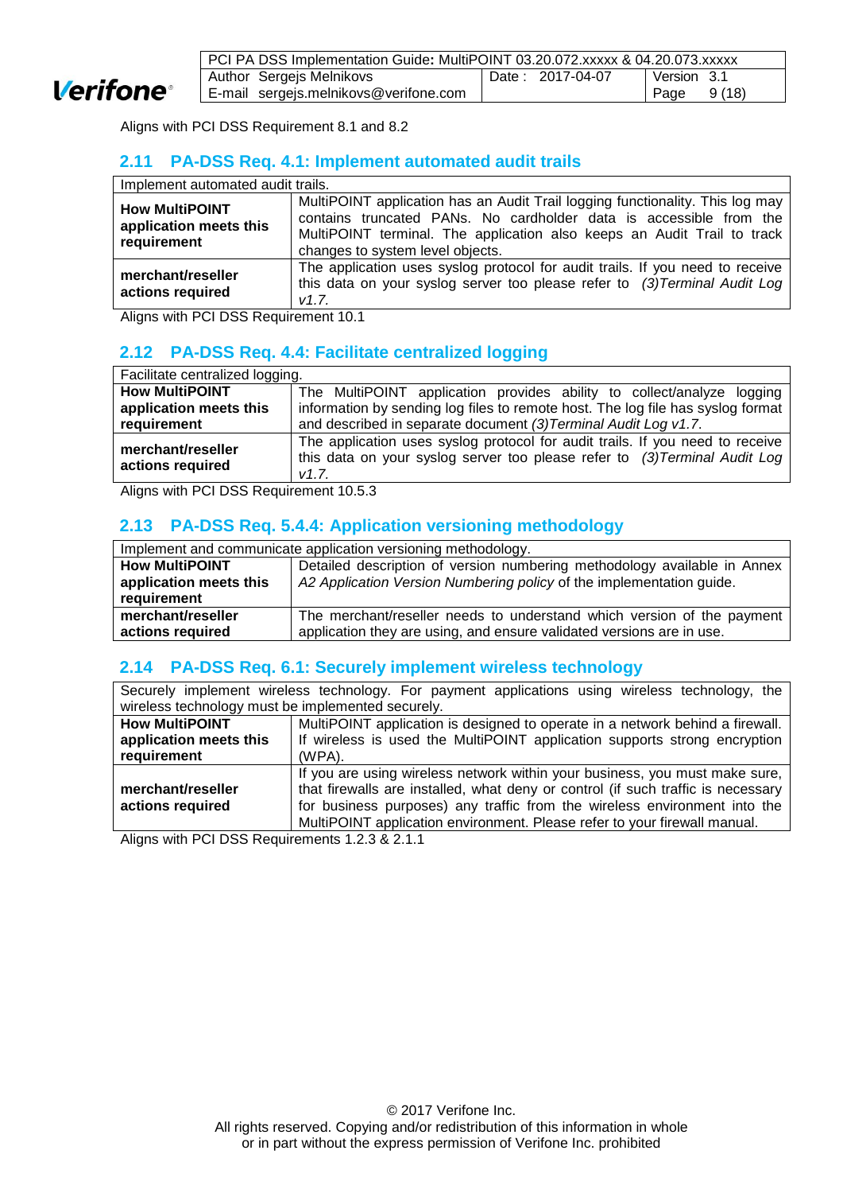Aligns with PCI DSS Requirement 8.1 and 8.2

## 2.11 PA-DSS Req. 4.1: Implement automated audit trails

| Implement automated audit trails. | |
|---|---|
| **How MultiPOINT application meets this requirement** | MultiPOINT application has an Audit Trail logging functionality. This log may contains truncated PANs. No cardholder data is accessible from the MultiPOINT terminal. The application also keeps an Audit Trail to track changes to system level objects. |
| **merchant/reseller actions required** | The application uses syslog protocol for audit trails. If you need to receive this data on your syslog server too please refer to *(3)Terminal Audit Log v1.7.* |

Aligns with PCI DSS Requirement 10.1

## 2.12 PA-DSS Req. 4.4: Facilitate centralized logging

| Facilitate centralized logging. | |
|---|---|
| **How MultiPOINT application meets this requirement** | The MultiPOINT application provides ability to collect/analyze logging information by sending log files to remote host. The log file has syslog format and described in separate document *(3)Terminal Audit Log v1.7.* |
| **merchant/reseller actions required** | The application uses syslog protocol for audit trails. If you need to receive this data on your syslog server too please refer to *(3)Terminal Audit Log v1.7.* |

Aligns with PCI DSS Requirement 10.5.3

## 2.13 PA-DSS Req. 5.4.4: Application versioning methodology

| Implement and communicate application versioning methodology. | |
|---|---|
| **How MultiPOINT application meets this requirement** | Detailed description of version numbering methodology available in Annex *A2 Application Version Numbering policy* of the implementation guide. |
| **merchant/reseller actions required** | The merchant/reseller needs to understand which version of the payment application they are using, and ensure validated versions are in use. |

## 2.14 PA-DSS Req. 6.1: Securely implement wireless technology

| Securely implement wireless technology. For payment applications using wireless technology, the wireless technology must be implemented securely. | |
|---|---|
| **How MultiPOINT application meets this requirement** | MultiPOINT application is designed to operate in a network behind a firewall. If wireless is used the MultiPOINT application supports strong encryption (WPA). |
| **merchant/reseller actions required** | If you are using wireless network within your business, you must make sure, that firewalls are installed, what deny or control (if such traffic is necessary for business purposes) any traffic from the wireless environment into the MultiPOINT application environment. Please refer to your firewall manual. |

Aligns with PCI DSS Requirements 1.2.3 & 2.1.1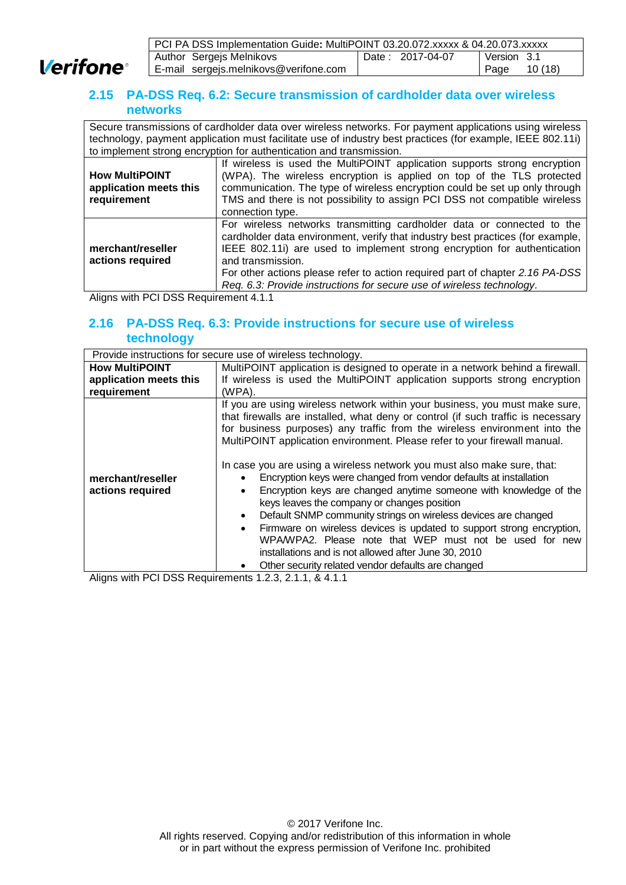## 2.15 PA-DSS Req. 6.2: Secure transmission of cardholder data over wireless networks

| Secure transmissions of cardholder data over wireless networks. For payment applications using wireless technology, payment application must facilitate use of industry best practices (for example, IEEE 802.11i) to implement strong encryption for authentication and transmission. | |
|---|---|
| **How MultiPOINT application meets this requirement** | If wireless is used the MultiPOINT application supports strong encryption (WPA). The wireless encryption is applied on top of the TLS protected communication. The type of wireless encryption could be set up only through TMS and there is not possibility to assign PCI DSS not compatible wireless connection type. |
| **merchant/reseller actions required** | For wireless networks transmitting cardholder data or connected to the cardholder data environment, verify that industry best practices (for example, IEEE 802.11i) are used to implement strong encryption for authentication and transmission.<br>For other actions please refer to action required part of chapter *2.16 PA-DSS Req. 6.3: Provide instructions for secure use of wireless technology*. |

Aligns with PCI DSS Requirement 4.1.1

## 2.16 PA-DSS Req. 6.3: Provide instructions for secure use of wireless technology

| Provide instructions for secure use of wireless technology. | |
|---|---|
| **How MultiPOINT application meets this requirement** | MultiPOINT application is designed to operate in a network behind a firewall. If wireless is used the MultiPOINT application supports strong encryption (WPA). |
| **merchant/reseller actions required** | If you are using wireless network within your business, you must make sure, that firewalls are installed, what deny or control (if such traffic is necessary for business purposes) any traffic from the wireless environment into the MultiPOINT application environment. Please refer to your firewall manual.<br><br>In case you are using a wireless network you must also make sure, that:<br>• Encryption keys were changed from vendor defaults at installation<br>• Encryption keys are changed anytime someone with knowledge of the keys leaves the company or changes position<br>• Default SNMP community strings on wireless devices are changed<br>• Firmware on wireless devices is updated to support strong encryption, WPA/WPA2. Please note that WEP must not be used for new installations and is not allowed after June 30, 2010<br>• Other security related vendor defaults are changed |

Aligns with PCI DSS Requirements 1.2.3, 2.1.1, & 4.1.1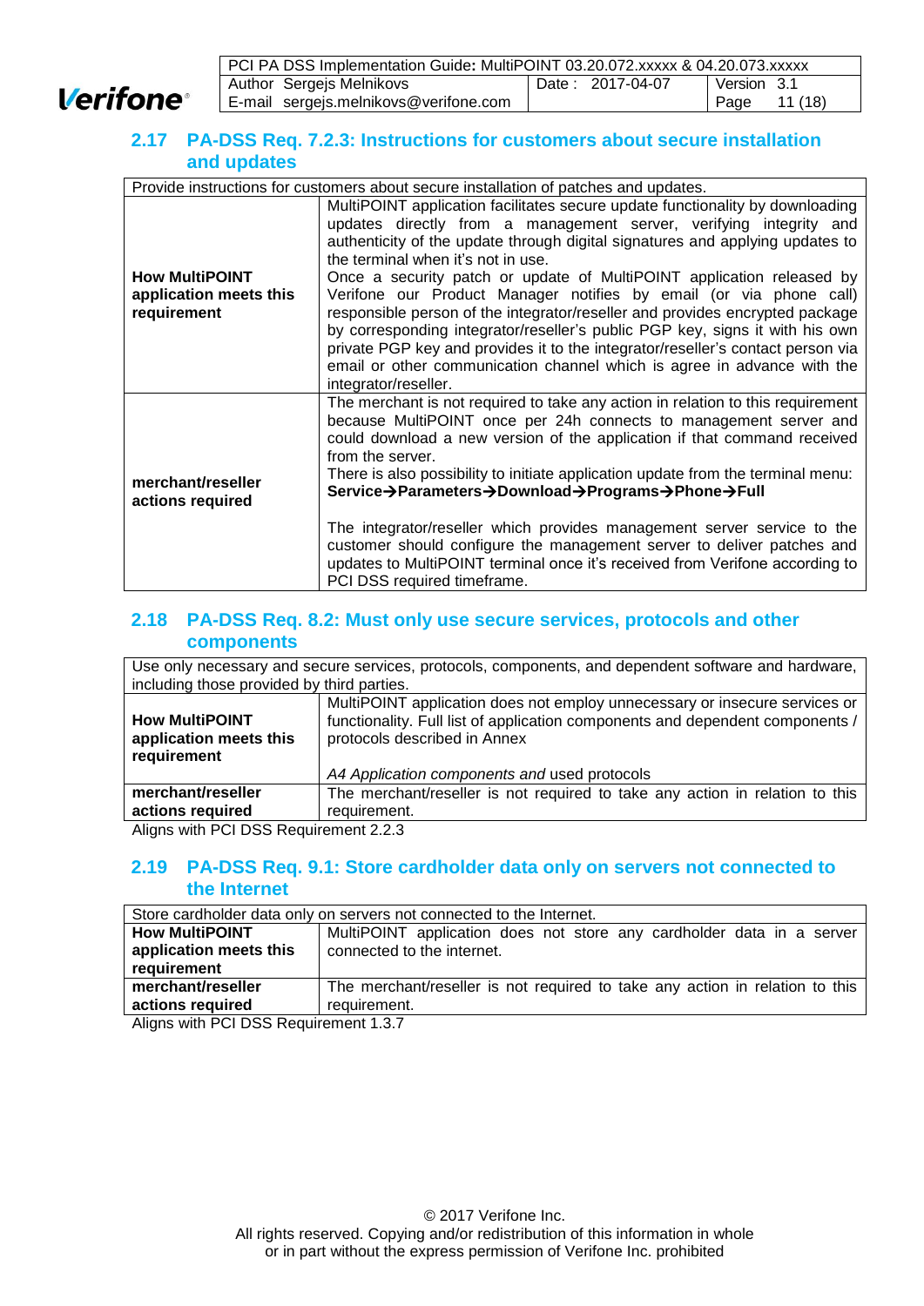## 2.17 PA-DSS Req. 7.2.3: Instructions for customers about secure installation and updates

| Provide instructions for customers about secure installation of patches and updates. | |
|---|---|
| **How MultiPOINT application meets this requirement** | MultiPOINT application facilitates secure update functionality by downloading updates directly from a management server, verifying integrity and authenticity of the update through digital signatures and applying updates to the terminal when it's not in use.<br>Once a security patch or update of MultiPOINT application released by Verifone our Product Manager notifies by email (or via phone call) responsible person of the integrator/reseller and provides encrypted package by corresponding integrator/reseller's public PGP key, signs it with his own private PGP key and provides it to the integrator/reseller's contact person via email or other communication channel which is agree in advance with the integrator/reseller. |
| **merchant/reseller actions required** | The merchant is not required to take any action in relation to this requirement because MultiPOINT once per 24h connects to management server and could download a new version of the application if that command received from the server.<br>There is also possibility to initiate application update from the terminal menu: **Service→Parameters→Download→Programs→Phone→Full**<br><br>The integrator/reseller which provides management server service to the customer should configure the management server to deliver patches and updates to MultiPOINT terminal once it's received from Verifone according to PCI DSS required timeframe. |

## 2.18 PA-DSS Req. 8.2: Must only use secure services, protocols and other components

| Use only necessary and secure services, protocols, components, and dependent software and hardware, including those provided by third parties. | |
|---|---|
| **How MultiPOINT application meets this requirement** | MultiPOINT application does not employ unnecessary or insecure services or functionality. Full list of application components and dependent components / protocols described in Annex<br><br>*A4 Application components and* used protocols |
| **merchant/reseller actions required** | The merchant/reseller is not required to take any action in relation to this requirement. |

Aligns with PCI DSS Requirement 2.2.3

## 2.19 PA-DSS Req. 9.1: Store cardholder data only on servers not connected to the Internet

| Store cardholder data only on servers not connected to the Internet. | |
|---|---|
| **How MultiPOINT application meets this requirement** | MultiPOINT application does not store any cardholder data in a server connected to the internet. |
| **merchant/reseller actions required** | The merchant/reseller is not required to take any action in relation to this requirement. |

Aligns with PCI DSS Requirement 1.3.7

© 2017 Verifone Inc.
All rights reserved. Copying and/or redistribution of this information in whole or in part without the express permission of Verifone Inc. prohibited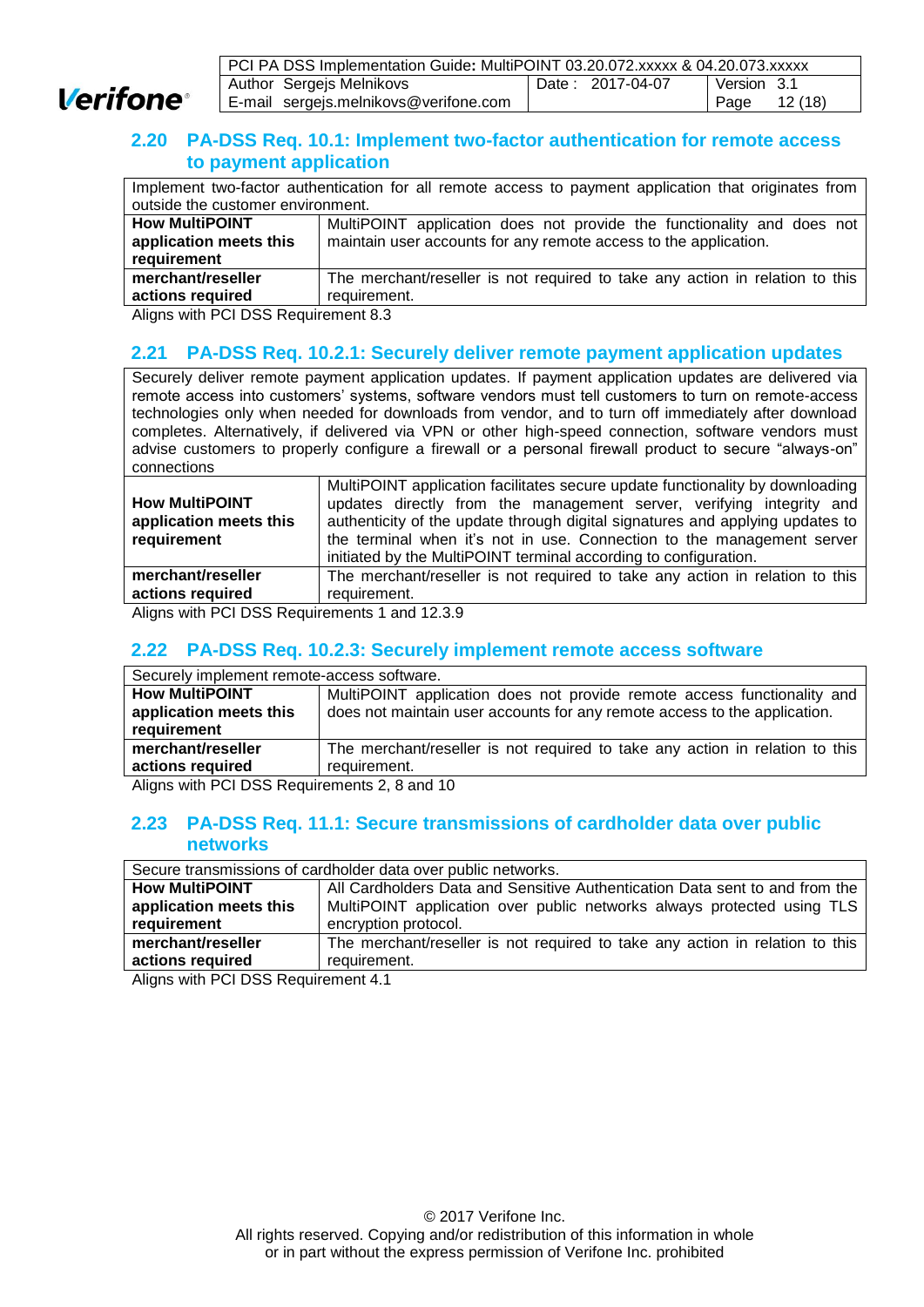## 2.20 PA-DSS Req. 10.1: Implement two-factor authentication for remote access to payment application

| Implement two-factor authentication for all remote access to payment application that originates from outside the customer environment. | |
|---|---|
| **How MultiPOINT application meets this requirement** | MultiPOINT application does not provide the functionality and does not maintain user accounts for any remote access to the application. |
| **merchant/reseller actions required** | The merchant/reseller is not required to take any action in relation to this requirement. |

Aligns with PCI DSS Requirement 8.3

## 2.21 PA-DSS Req. 10.2.1: Securely deliver remote payment application updates

| Securely deliver remote payment application updates. If payment application updates are delivered via remote access into customers' systems, software vendors must tell customers to turn on remote-access technologies only when needed for downloads from vendor, and to turn off immediately after download completes. Alternatively, if delivered via VPN or other high-speed connection, software vendors must advise customers to properly configure a firewall or a personal firewall product to secure "always-on" connections | |
|---|---|
| **How MultiPOINT application meets this requirement** | MultiPOINT application facilitates secure update functionality by downloading updates directly from the management server, verifying integrity and authenticity of the update through digital signatures and applying updates to the terminal when it's not in use. Connection to the management server initiated by the MultiPOINT terminal according to configuration. |
| **merchant/reseller actions required** | The merchant/reseller is not required to take any action in relation to this requirement. |

Aligns with PCI DSS Requirements 1 and 12.3.9

## 2.22 PA-DSS Req. 10.2.3: Securely implement remote access software

| Securely implement remote-access software. | |
|---|---|
| **How MultiPOINT application meets this requirement** | MultiPOINT application does not provide remote access functionality and does not maintain user accounts for any remote access to the application. |
| **merchant/reseller actions required** | The merchant/reseller is not required to take any action in relation to this requirement. |

Aligns with PCI DSS Requirements 2, 8 and 10

## 2.23 PA-DSS Req. 11.1: Secure transmissions of cardholder data over public networks

| Secure transmissions of cardholder data over public networks. | |
|---|---|
| **How MultiPOINT application meets this requirement** | All Cardholders Data and Sensitive Authentication Data sent to and from the MultiPOINT application over public networks always protected using TLS encryption protocol. |
| **merchant/reseller actions required** | The merchant/reseller is not required to take any action in relation to this requirement. |

Aligns with PCI DSS Requirement 4.1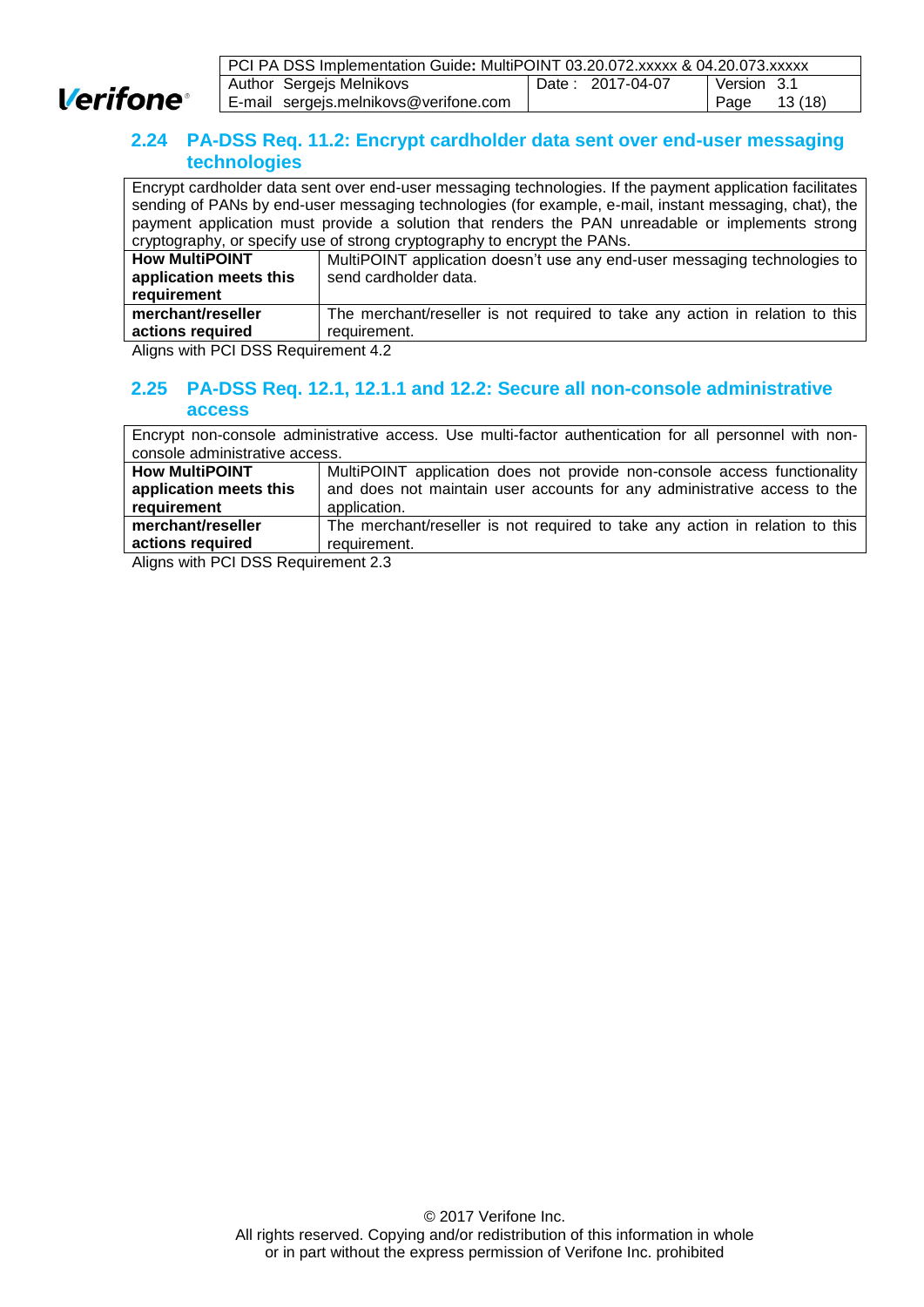## 2.24 PA-DSS Req. 11.2: Encrypt cardholder data sent over end-user messaging technologies

| Encrypt cardholder data sent over end-user messaging technologies. If the payment application facilitates sending of PANs by end-user messaging technologies (for example, e-mail, instant messaging, chat), the payment application must provide a solution that renders the PAN unreadable or implements strong cryptography, or specify use of strong cryptography to encrypt the PANs. | |
|---|---|
| **How MultiPOINT application meets this requirement** | MultiPOINT application doesn't use any end-user messaging technologies to send cardholder data. |
| **merchant/reseller actions required** | The merchant/reseller is not required to take any action in relation to this requirement. |

Aligns with PCI DSS Requirement 4.2

## 2.25 PA-DSS Req. 12.1, 12.1.1 and 12.2: Secure all non-console administrative access

| Encrypt non-console administrative access. Use multi-factor authentication for all personnel with non-console administrative access. | |
|---|---|
| **How MultiPOINT application meets this requirement** | MultiPOINT application does not provide non-console access functionality and does not maintain user accounts for any administrative access to the application. |
| **merchant/reseller actions required** | The merchant/reseller is not required to take any action in relation to this requirement. |

Aligns with PCI DSS Requirement 2.3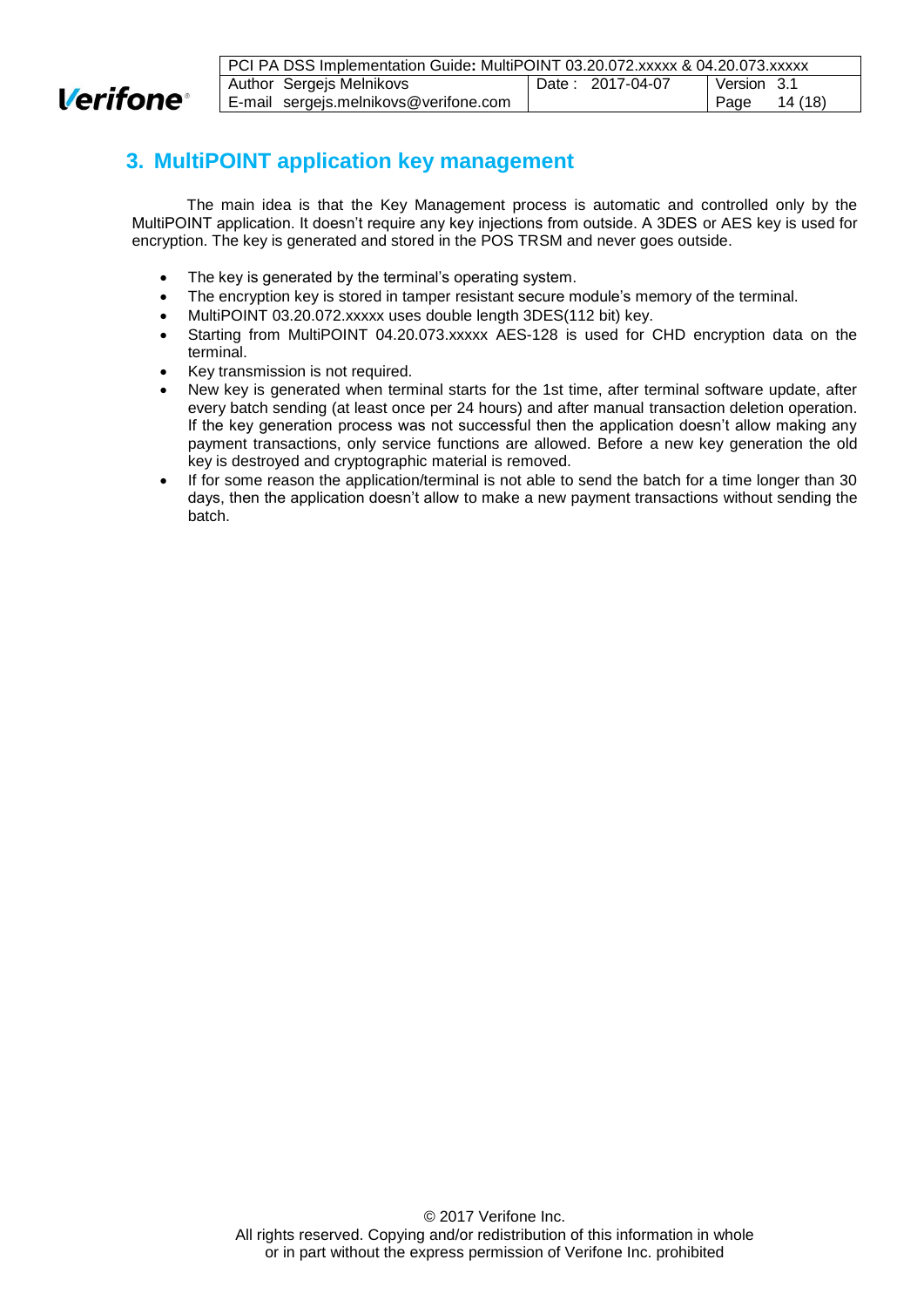# 3. MultiPOINT application key management

The main idea is that the Key Management process is automatic and controlled only by the MultiPOINT application. It doesn't require any key injections from outside. A 3DES or AES key is used for encryption. The key is generated and stored in the POS TRSM and never goes outside.

- The key is generated by the terminal's operating system.
- The encryption key is stored in tamper resistant secure module's memory of the terminal.
- MultiPOINT 03.20.072.xxxxx uses double length 3DES(112 bit) key.
- Starting from MultiPOINT 04.20.073.xxxxx AES-128 is used for CHD encryption data on the terminal.
- Key transmission is not required.
- New key is generated when terminal starts for the 1st time, after terminal software update, after every batch sending (at least once per 24 hours) and after manual transaction deletion operation. If the key generation process was not successful then the application doesn't allow making any payment transactions, only service functions are allowed. Before a new key generation the old key is destroyed and cryptographic material is removed.
- If for some reason the application/terminal is not able to send the batch for a time longer than 30 days, then the application doesn't allow to make a new payment transactions without sending the batch.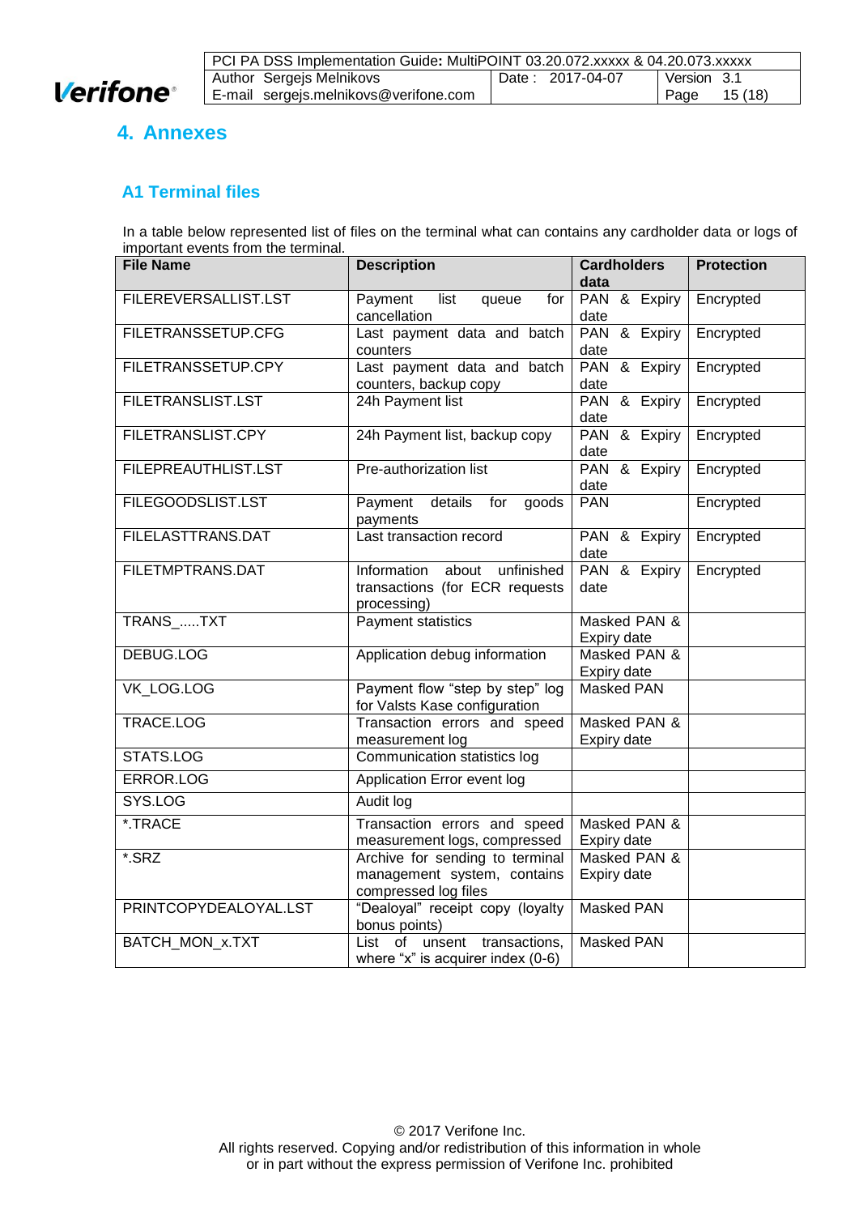# 4. Annexes

## A1 Terminal files

In a table below represented list of files on the terminal what can contains any cardholder data or logs of important events from the terminal.

| File Name | Description | Cardholders data | Protection |
|---|---|---|---|
| FILEREVERSALLIST.LST | Payment list queue for cancellation | PAN & Expiry date | Encrypted |
| FILETRANSSETUP.CFG | Last payment data and batch counters | PAN & Expiry date | Encrypted |
| FILETRANSSETUP.CPY | Last payment data and batch counters, backup copy | PAN & Expiry date | Encrypted |
| FILETRANSLIST.LST | 24h Payment list | PAN & Expiry date | Encrypted |
| FILETRANSLIST.CPY | 24h Payment list, backup copy | PAN & Expiry date | Encrypted |
| FILEPREAUTHLIST.LST | Pre-authorization list | PAN & Expiry date | Encrypted |
| FILEGOODSLIST.LST | Payment details for goods payments | PAN | Encrypted |
| FILELASTTRANS.DAT | Last transaction record | PAN & Expiry date | Encrypted |
| FILETMPTRANS.DAT | Information about unfinished transactions (for ECR requests processing) | PAN & Expiry date | Encrypted |
| TRANS_.....TXT | Payment statistics | Masked PAN & Expiry date | |
| DEBUG.LOG | Application debug information | Masked PAN & Expiry date | |
| VK_LOG.LOG | Payment flow "step by step" log for Valsts Kase configuration | Masked PAN | |
| TRACE.LOG | Transaction errors and speed measurement log | Masked PAN & Expiry date | |
| STATS.LOG | Communication statistics log | | |
| ERROR.LOG | Application Error event log | | |
| SYS.LOG | Audit log | | |
| *.TRACE | Transaction errors and speed measurement logs, compressed | Masked PAN & Expiry date | |
| *.SRZ | Archive for sending to terminal management system, contains compressed log files | Masked PAN & Expiry date | |
| PRINTCOPYDEALOYAL.LST | "Dealoyal" receipt copy (loyalty bonus points) | Masked PAN | |
| BATCH_MON_x.TXT | List of unsent transactions, where "x" is acquirer index (0-6) | Masked PAN | |

© 2017 Verifone Inc.
All rights reserved. Copying and/or redistribution of this information in whole or in part without the express permission of Verifone Inc. prohibited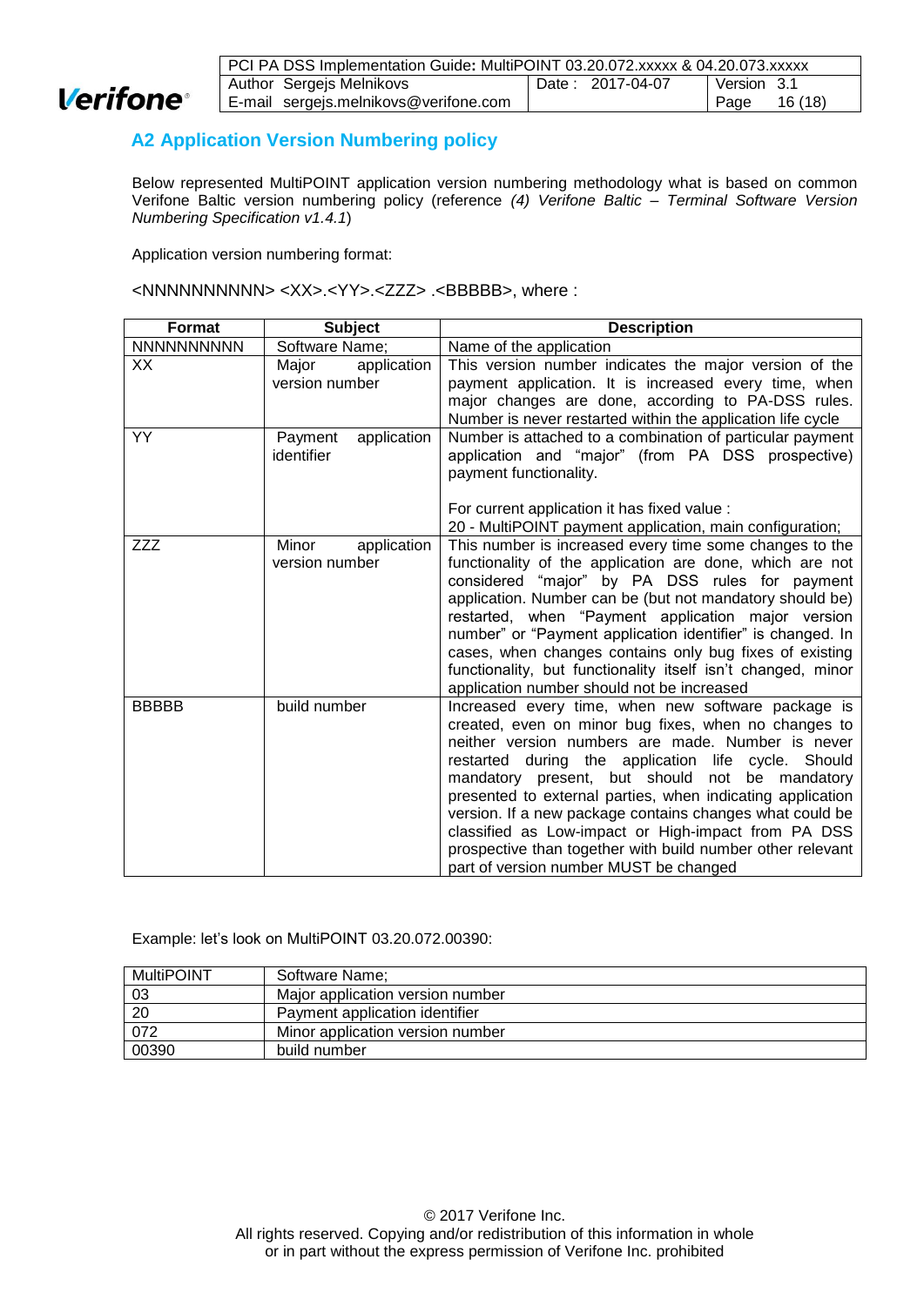## A2 Application Version Numbering policy

Below represented MultiPOINT application version numbering methodology what is based on common Verifone Baltic version numbering policy (reference *(4) Verifone Baltic – Terminal Software Version Numbering Specification v1.4.1*)

Application version numbering format:

<NNNNNNNNNN> <XX>.<YY>.<ZZZ> .<BBBBB>, where :

| Format | Subject | Description |
|---|---|---|
| NNNNNNNNNN | Software Name; | Name of the application |
| XX | Major application version number | This version number indicates the major version of the payment application. It is increased every time, when major changes are done, according to PA-DSS rules. Number is never restarted within the application life cycle |
| YY | Payment application identifier | Number is attached to a combination of particular payment application and "major" (from PA DSS prospective) payment functionality.<br><br>For current application it has fixed value :<br>20 - MultiPOINT payment application, main configuration; |
| ZZZ | Minor application version number | This number is increased every time some changes to the functionality of the application are done, which are not considered "major" by PA DSS rules for payment application. Number can be (but not mandatory should be) restarted, when "Payment application major version number" or "Payment application identifier" is changed. In cases, when changes contains only bug fixes of existing functionality, but functionality itself isn't changed, minor application number should not be increased |
| BBBBB | build number | Increased every time, when new software package is created, even on minor bug fixes, when no changes to neither version numbers are made. Number is never restarted during the application life cycle. Should mandatory present, but should not be mandatory presented to external parties, when indicating application version. If a new package contains changes what could be classified as Low-impact or High-impact from PA DSS prospective than together with build number other relevant part of version number MUST be changed |

Example: let's look on MultiPOINT 03.20.072.00390:

| MultiPOINT | Software Name; |
|---|---|
| 03 | Major application version number |
| 20 | Payment application identifier |
| 072 | Minor application version number |
| 00390 | build number |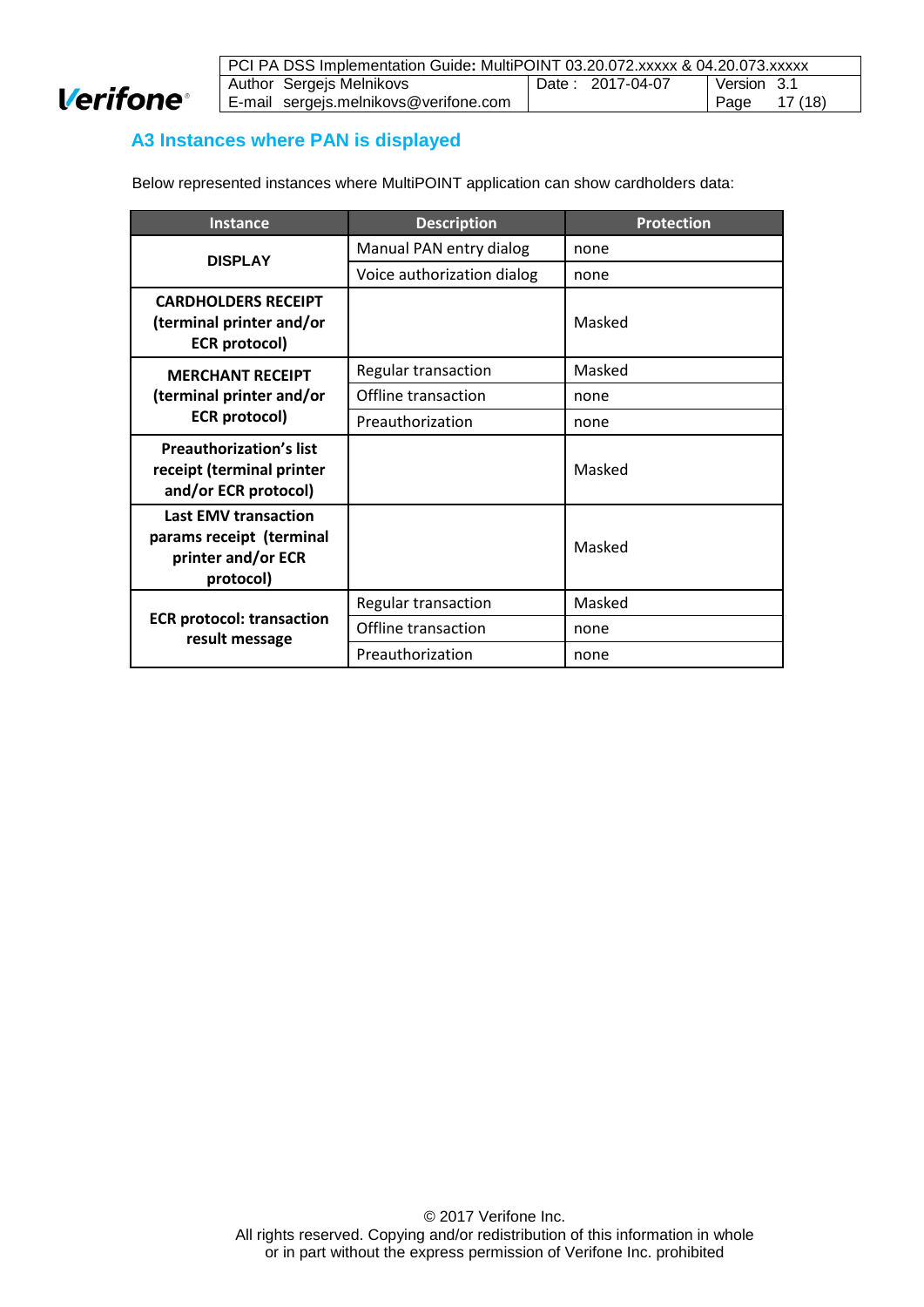## A3 Instances where PAN is displayed

Below represented instances where MultiPOINT application can show cardholders data:

| Instance | Description | Protection |
|---|---|---|
| **DISPLAY** | Manual PAN entry dialog | none |
| | Voice authorization dialog | none |
| **CARDHOLDERS RECEIPT (terminal printer and/or ECR protocol)** | | Masked |
| **MERCHANT RECEIPT (terminal printer and/or ECR protocol)** | Regular transaction | Masked |
| | Offline transaction | none |
| | Preauthorization | none |
| **Preauthorization's list receipt (terminal printer and/or ECR protocol)** | | Masked |
| **Last EMV transaction params receipt (terminal printer and/or ECR protocol)** | | Masked |
| **ECR protocol: transaction result message** | Regular transaction | Masked |
| | Offline transaction | none |
| | Preauthorization | none |

© 2017 Verifone Inc.
All rights reserved. Copying and/or redistribution of this information in whole or in part without the express permission of Verifone Inc. prohibited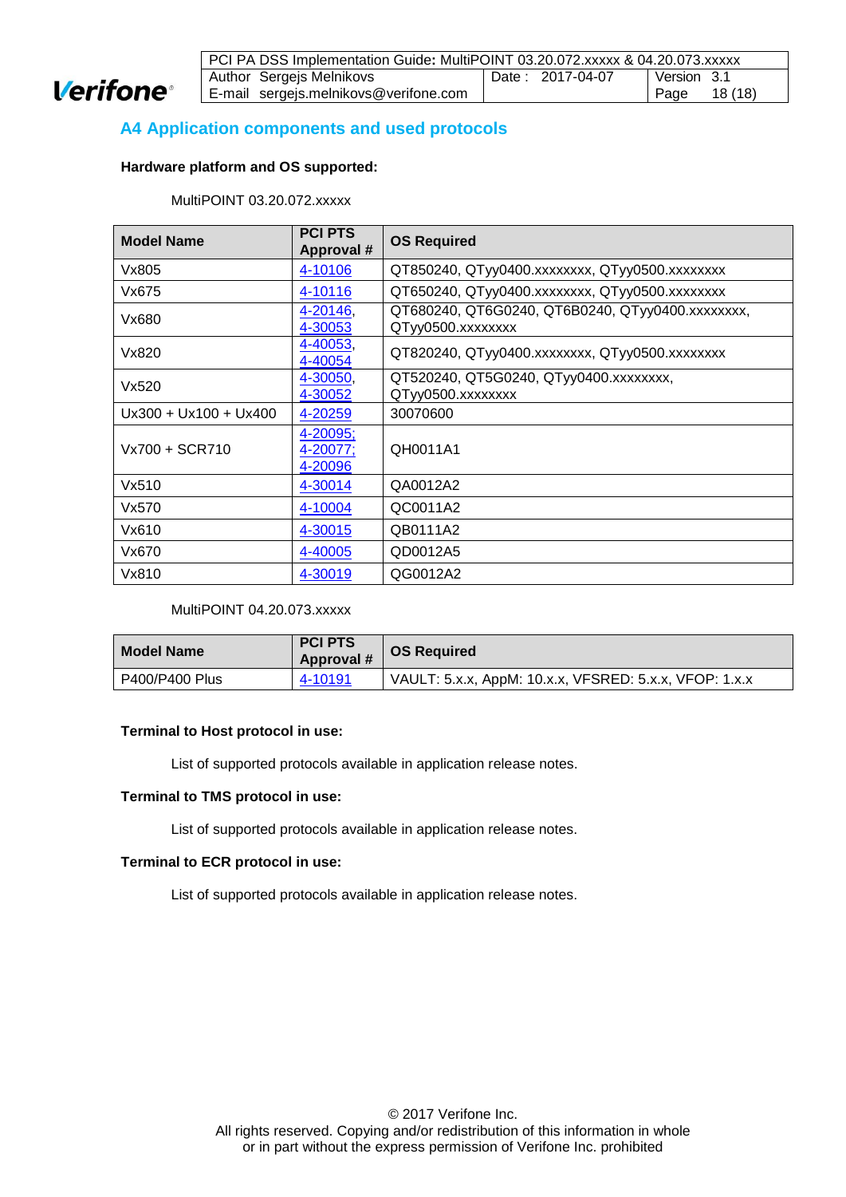## A4 Application components and used protocols

**Hardware platform and OS supported:**

MultiPOINT 03.20.072.xxxxx

| Model Name | PCI PTS Approval # | OS Required |
|---|---|---|
| Vx805 | 4-10106 | QT850240, QTyy0400.xxxxxxxx, QTyy0500.xxxxxxxx |
| Vx675 | 4-10116 | QT650240, QTyy0400.xxxxxxxx, QTyy0500.xxxxxxxx |
| Vx680 | 4-20146, 4-30053 | QT680240, QT6G0240, QT6B0240, QTyy0400.xxxxxxxx, QTyy0500.xxxxxxxx |
| Vx820 | 4-40053, 4-40054 | QT820240, QTyy0400.xxxxxxxx, QTyy0500.xxxxxxxx |
| Vx520 | 4-30050, 4-30052 | QT520240, QT5G0240, QTyy0400.xxxxxxxx, QTyy0500.xxxxxxxx |
| Ux300 + Ux100 + Ux400 | 4-20259 | 30070600 |
| Vx700 + SCR710 | 4-20095; 4-20077; 4-20096 | QH0011A1 |
| Vx510 | 4-30014 | QA0012A2 |
| Vx570 | 4-10004 | QC0011A2 |
| Vx610 | 4-30015 | QB0111A2 |
| Vx670 | 4-40005 | QD0012A5 |
| Vx810 | 4-30019 | QG0012A2 |

MultiPOINT 04.20.073.xxxxx

| Model Name | PCI PTS Approval # | OS Required |
|---|---|---|
| P400/P400 Plus | 4-10191 | VAULT: 5.x.x, AppM: 10.x.x, VFSRED: 5.x.x, VFOP: 1.x.x |

**Terminal to Host protocol in use:**

List of supported protocols available in application release notes.

**Terminal to TMS protocol in use:**

List of supported protocols available in application release notes.

**Terminal to ECR protocol in use:**

List of supported protocols available in application release notes.